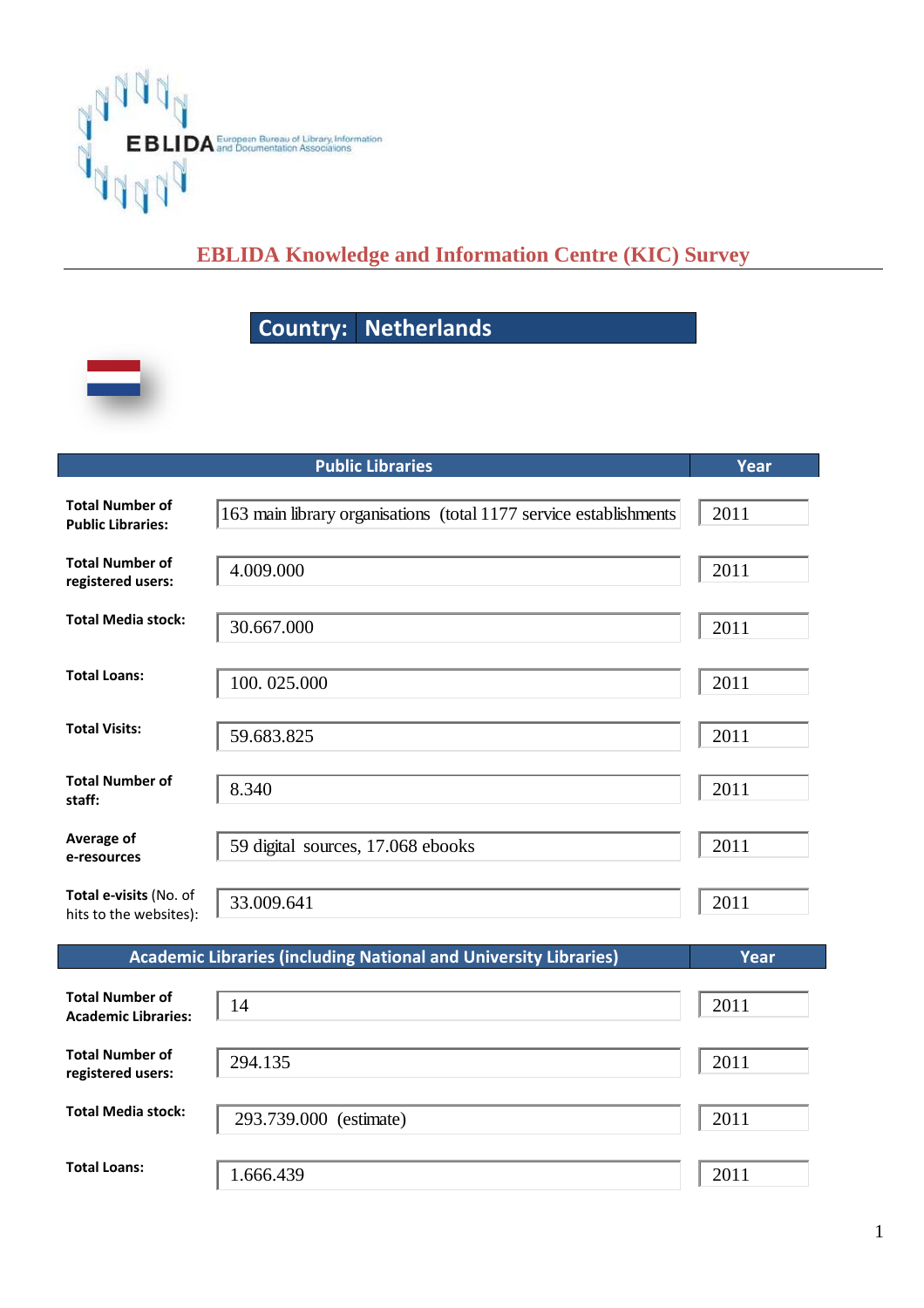EBLIDA European Bureau of Library, Information and Documentation Associations

# EBLIDA Knowledge and Information Centre (KIC) Survey

## Country: Netherlands

| Public Libraries | | Year |
|---|---|---|
| **Total Number of Public Libraries:** | 163 main library organisations (total 1177 service establishments | 2011 |
| **Total Number of registered users:** | 4.009.000 | 2011 |
| **Total Media stock:** | 30.667.000 | 2011 |
| **Total Loans:** | 100. 025.000 | 2011 |
| **Total Visits:** | 59.683.825 | 2011 |
| **Total Number of staff:** | 8.340 | 2011 |
| **Average of e-resources** | 59 digital sources, 17.068 ebooks | 2011 |
| **Total e-visits** (No. of hits to the websites): | 33.009.641 | 2011 |

| Academic Libraries (including National and University Libraries) | | Year |
|---|---|---|
| **Total Number of Academic Libraries:** | 14 | 2011 |
| **Total Number of registered users:** | 294.135 | 2011 |
| **Total Media stock:** | 293.739.000 (estimate) | 2011 |
| **Total Loans:** | 1.666.439 | 2011 |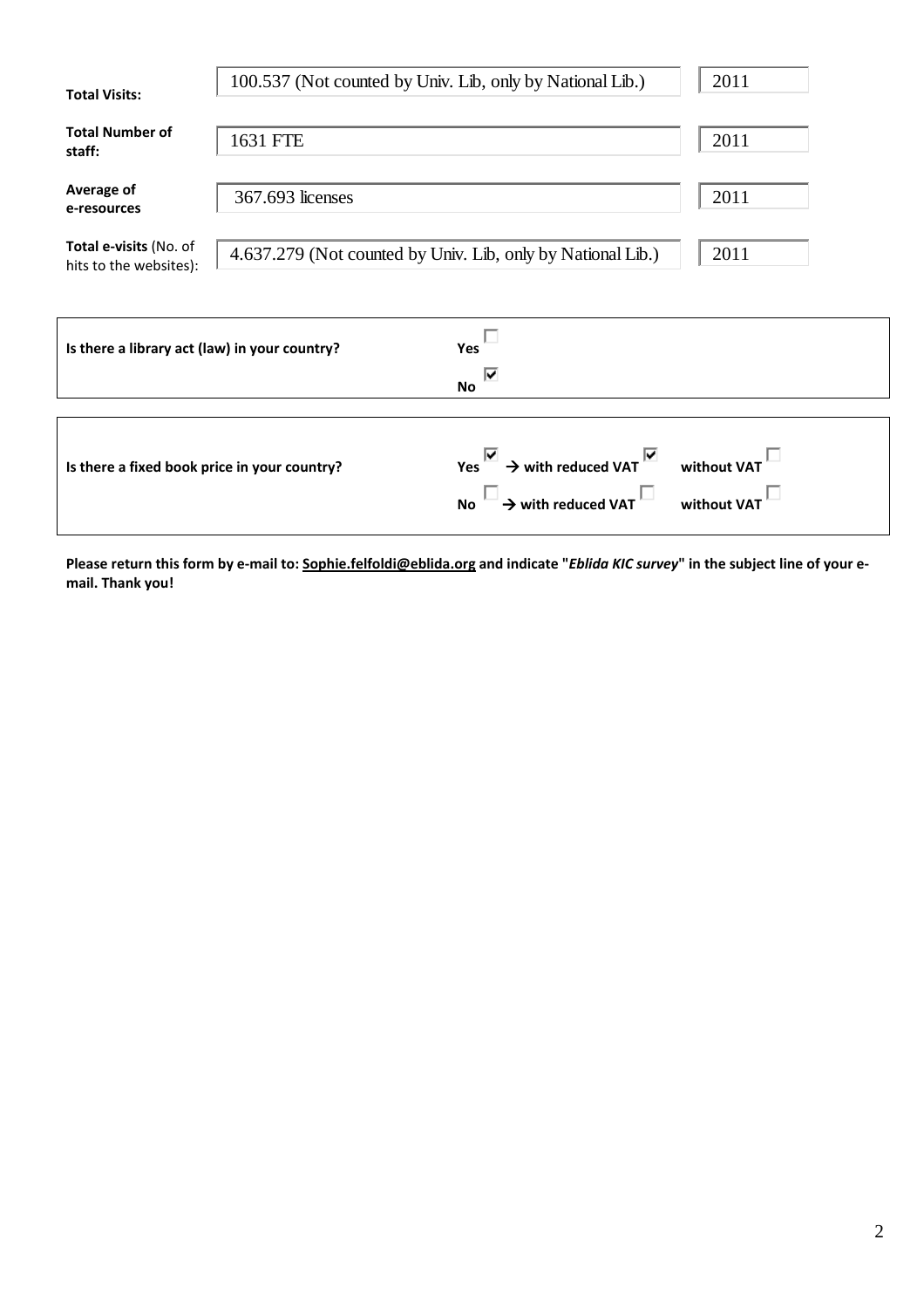| | | |
|---|---|---|
| **Total Visits:** | 100.537 (Not counted by Univ. Lib, only by National Lib.) | 2011 |
| **Total Number of staff:** | 1631 FTE | 2011 |
| **Average of e-resources** | 367.693 licenses | 2011 |
| **Total e-visits** (No. of hits to the websites): | 4.637.279 (Not counted by Univ. Lib, only by National Lib.) | 2011 |

| | |
|---|---|
| **Is there a library act (law) in your country?** | **Yes** ☐<br>**No** ☑ |

| | | | |
|---|---|---|---|
| **Is there a fixed book price in your country?** | **Yes** ☑ | **→ with reduced VAT** ☑ | **without VAT** ☐ |
| | **No** ☐ | **→ with reduced VAT** ☐ | **without VAT** ☐ |

**Please return this form by e-mail to: Sophie.felfoldi@eblida.org and indicate "*Eblida KIC survey*" in the subject line of your e-mail. Thank you!**